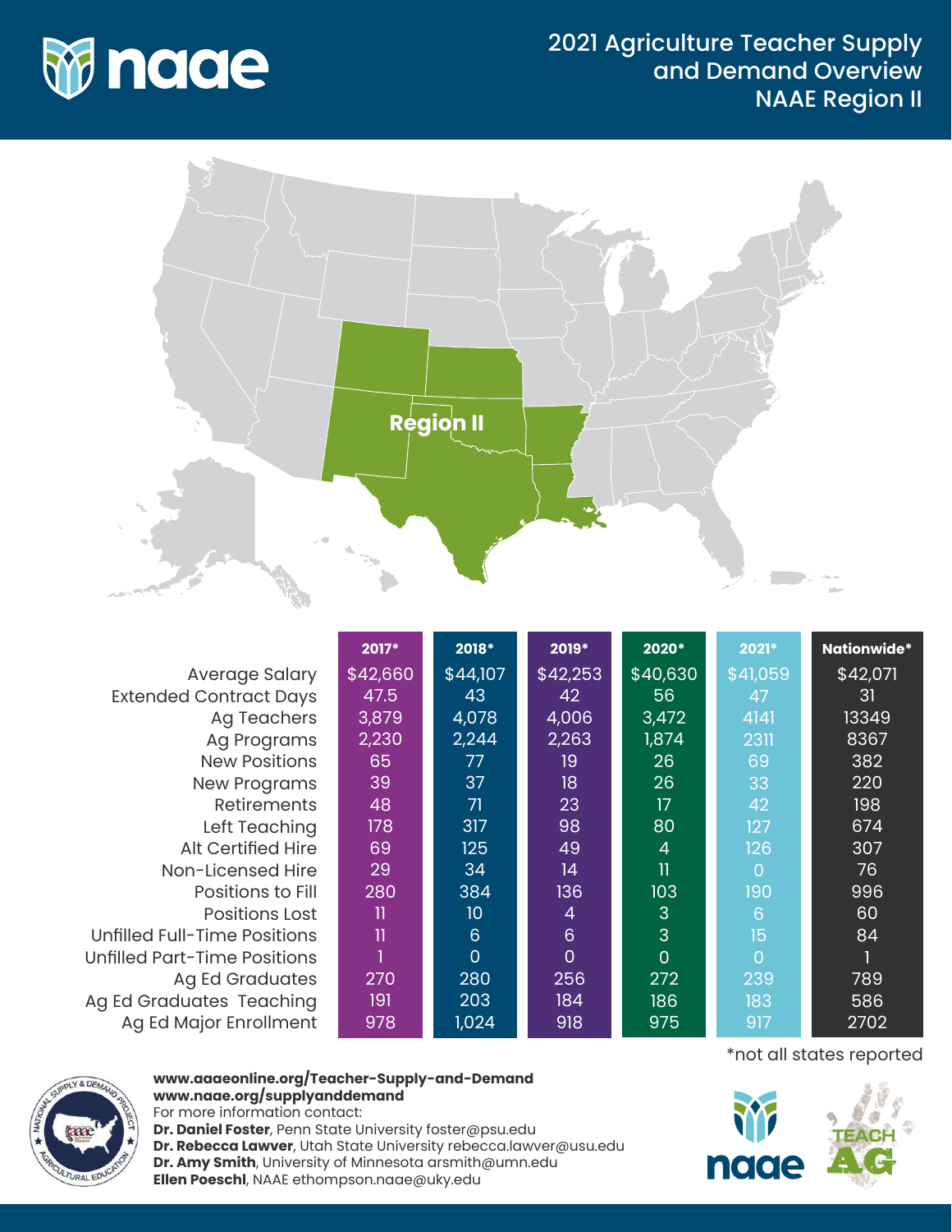# 2021 Agriculture Teacher Supply and Demand Overview NAAE Region II

Region II

| | 2017* | 2018* | 2019* | 2020* | 2021* | Nationwide* |
|---|---|---|---|---|---|---|
| Average Salary | $42,660 | $44,107 | $42,253 | $40,630 | $41,059 | $42,071 |
| Extended Contract Days | 47.5 | 43 | 42 | 56 | 47 | 31 |
| Ag Teachers | 3,879 | 4,078 | 4,006 | 3,472 | 4141 | 13349 |
| Ag Programs | 2,230 | 2,244 | 2,263 | 1,874 | 2311 | 8367 |
| New Positions | 65 | 77 | 19 | 26 | 69 | 382 |
| New Programs | 39 | 37 | 18 | 26 | 33 | 220 |
| Retirements | 48 | 71 | 23 | 17 | 42 | 198 |
| Left Teaching | 178 | 317 | 98 | 80 | 127 | 674 |
| Alt Certified Hire | 69 | 125 | 49 | 4 | 126 | 307 |
| Non-Licensed Hire | 29 | 34 | 14 | 11 | 0 | 76 |
| Positions to Fill | 280 | 384 | 136 | 103 | 190 | 996 |
| Positions Lost | 11 | 10 | 4 | 3 | 6 | 60 |
| Unfilled Full-Time Positions | 11 | 6 | 6 | 3 | 15 | 84 |
| Unfilled Part-Time Positions | 1 | 0 | 0 | 0 | 0 | 1 |
| Ag Ed Graduates | 270 | 280 | 256 | 272 | 239 | 789 |
| Ag Ed Graduates Teaching | 191 | 203 | 184 | 186 | 183 | 586 |
| Ag Ed Major Enrollment | 978 | 1,024 | 918 | 975 | 917 | 2702 |

*not all states reported

**www.aaaeonline.org/Teacher-Supply-and-Demand**
**www.naae.org/supplyanddemand**
For more information contact:
**Dr. Daniel Foster**, Penn State University foster@psu.edu
**Dr. Rebecca Lawver**, Utah State University rebecca.lawver@usu.edu
**Dr. Amy Smith**, University of Minnesota arsmith@umn.edu
**Ellen Poeschl**, NAAE ethompson.naae@uky.edu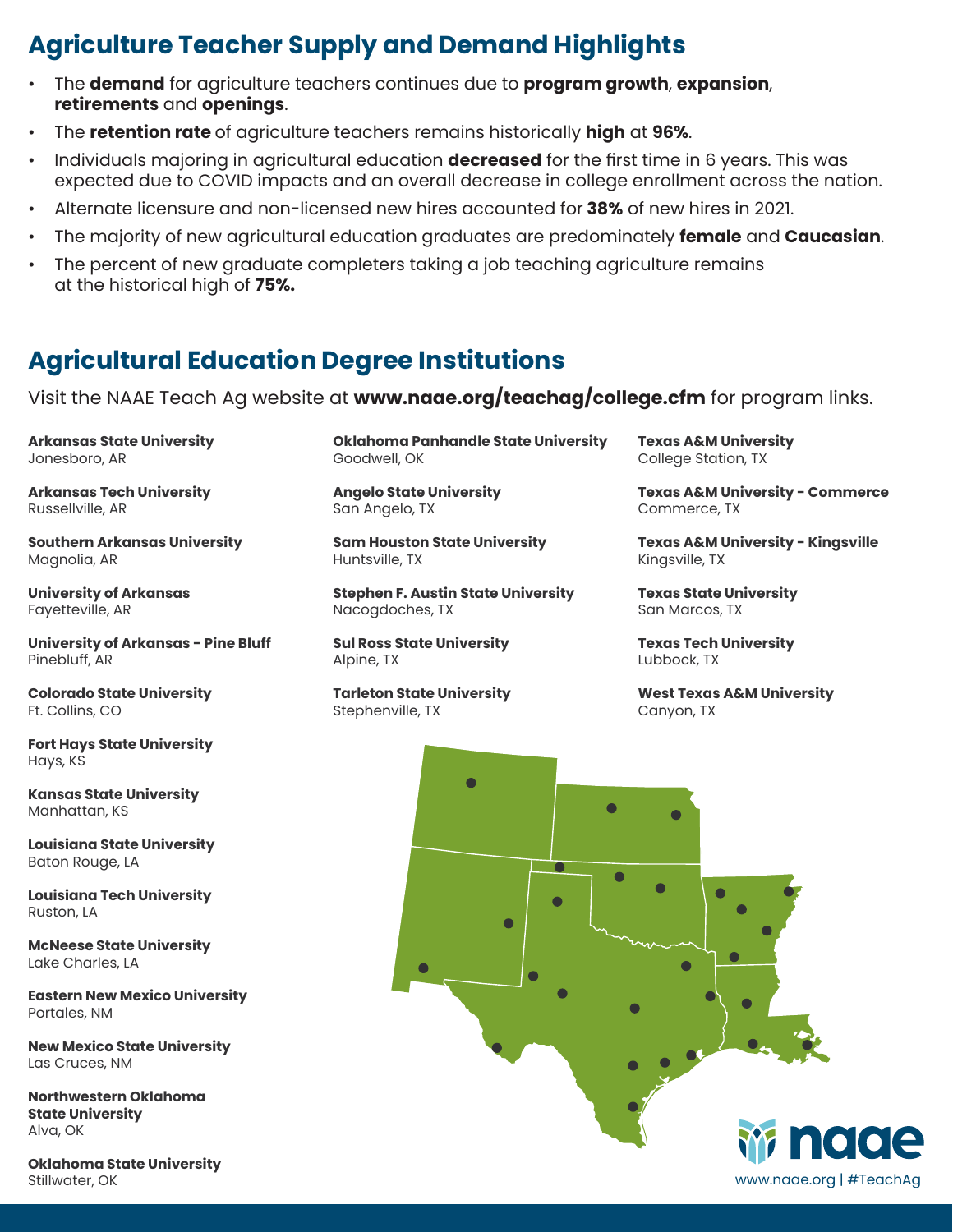## Agriculture Teacher Supply and Demand Highlights

- The **demand** for agriculture teachers continues due to **program growth**, **expansion**, **retirements** and **openings**.
- The **retention rate** of agriculture teachers remains historically **high** at **96%**.
- Individuals majoring in agricultural education **decreased** for the first time in 6 years. This was expected due to COVID impacts and an overall decrease in college enrollment across the nation.
- Alternate licensure and non-licensed new hires accounted for **38%** of new hires in 2021.
- The majority of new agricultural education graduates are predominately **female** and **Caucasian**.
- The percent of new graduate completers taking a job teaching agriculture remains at the historical high of **75%.**

## Agricultural Education Degree Institutions

Visit the NAAE Teach Ag website at **www.naae.org/teachag/college.cfm** for program links.

**Arkansas State University**
Jonesboro, AR

**Arkansas Tech University**
Russellville, AR

**Southern Arkansas University**
Magnolia, AR

**University of Arkansas**
Fayetteville, AR

**University of Arkansas - Pine Bluff**
Pinebluff, AR

**Colorado State University**
Ft. Collins, CO

**Fort Hays State University**
Hays, KS

**Kansas State University**
Manhattan, KS

**Louisiana State University**
Baton Rouge, LA

**Louisiana Tech University**
Ruston, LA

**McNeese State University**
Lake Charles, LA

**Eastern New Mexico University**
Portales, NM

**New Mexico State University**
Las Cruces, NM

**Northwestern Oklahoma State University**
Alva, OK

**Oklahoma State University**
Stillwater, OK

**Oklahoma Panhandle State University**
Goodwell, OK

**Angelo State University**
San Angelo, TX

**Sam Houston State University**
Huntsville, TX

**Stephen F. Austin State University**
Nacogdoches, TX

**Sul Ross State University**
Alpine, TX

**Tarleton State University**
Stephenville, TX

**Texas A&M University**
College Station, TX

**Texas A&M University - Commerce**
Commerce, TX

**Texas A&M University - Kingsville**
Kingsville, TX

**Texas State University**
San Marcos, TX

**Texas Tech University**
Lubbock, TX

**West Texas A&M University**
Canyon, TX

www.naae.org | #TeachAg